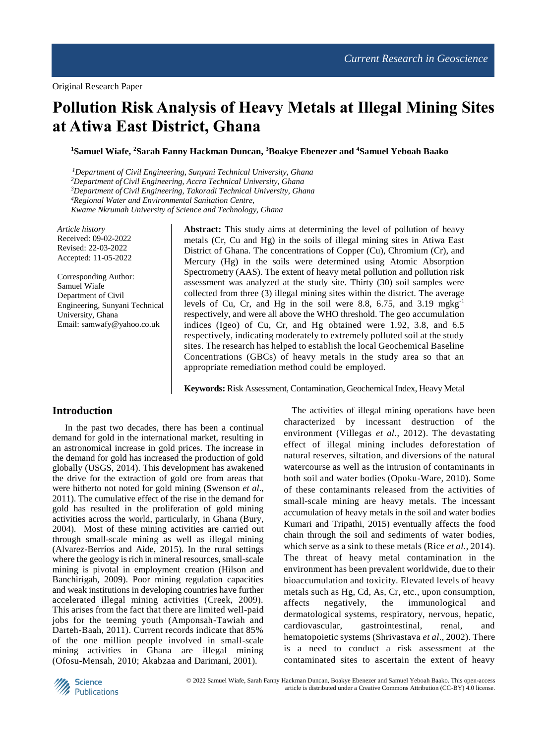Original Research Paper

# Pollution Risk Analysis of Heavy Metals at Illegal Mining Sites at Atiwa East District, Ghana

**[1]Samuel Wiafe, [2]Sarah Fanny Hackman Duncan, [3]Boakye Ebenezer and [4]Samuel Yeboah Baako**

*[1]Department of Civil Engineering, Sunyani Technical University, Ghana*
*[2]Department of Civil Engineering, Accra Technical University, Ghana*
*[3]Department of Civil Engineering, Takoradi Technical University, Ghana*
*[4]Regional Water and Environmental Sanitation Centre, Kwame Nkrumah University of Science and Technology, Ghana*

*Article history*
Received: 09-02-2022
Revised: 22-03-2022
Accepted: 11-05-2022

Corresponding Author:
Samuel Wiafe
Department of Civil Engineering, Sunyani Technical University, Ghana
Email: samwafy@yahoo.co.uk

**Abstract:** This study aims at determining the level of pollution of heavy metals (Cr, Cu and Hg) in the soils of illegal mining sites in Atiwa East District of Ghana. The concentrations of Copper (Cu), Chromium (Cr), and Mercury (Hg) in the soils were determined using Atomic Absorption Spectrometry (AAS). The extent of heavy metal pollution and pollution risk assessment was analyzed at the study site. Thirty (30) soil samples were collected from three (3) illegal mining sites within the district. The average levels of Cu, Cr, and Hg in the soil were 8.8, 6.75, and 3.19 $mgkg^{-1}$ respectively, and were all above the WHO threshold. The geo accumulation indices (Igeo) of Cu, Cr, and Hg obtained were 1.92, 3.8, and 6.5 respectively, indicating moderately to extremely polluted soil at the study sites. The research has helped to establish the local Geochemical Baseline Concentrations (GBCs) of heavy metals in the study area so that an appropriate remediation method could be employed.

**Keywords:** Risk Assessment, Contamination, Geochemical Index, Heavy Metal

## Introduction

In the past two decades, there has been a continual demand for gold in the international market, resulting in an astronomical increase in gold prices. The increase in the demand for gold has increased the production of gold globally (USGS, 2014). This development has awakened the drive for the extraction of gold ore from areas that were hitherto not noted for gold mining (Swenson *et al*., 2011). The cumulative effect of the rise in the demand for gold has resulted in the proliferation of gold mining activities across the world, particularly, in Ghana (Bury, 2004). Most of these mining activities are carried out through small-scale mining as well as illegal mining (Alvarez-Berríos and Aide, 2015). In the rural settings where the geology is rich in mineral resources, small-scale mining is pivotal in employment creation (Hilson and Banchirigah, 2009). Poor mining regulation capacities and weak institutions in developing countries have further accelerated illegal mining activities (Creek, 2009). This arises from the fact that there are limited well-paid jobs for the teeming youth (Amponsah-Tawiah and Darteh-Baah, 2011). Current records indicate that 85% of the one million people involved in small-scale mining activities in Ghana are illegal mining (Ofosu-Mensah, 2010; Akabzaa and Darimani, 2001).

The activities of illegal mining operations have been characterized by incessant destruction of the environment (Villegas *et al*., 2012). The devastating effect of illegal mining includes deforestation of natural reserves, siltation, and diversions of the natural watercourse as well as the intrusion of contaminants in both soil and water bodies (Opoku-Ware, 2010). Some of these contaminants released from the activities of small-scale mining are heavy metals. The incessant accumulation of heavy metals in the soil and water bodies Kumari and Tripathi, 2015) eventually affects the food chain through the soil and sediments of water bodies, which serve as a sink to these metals (Rice *et al*., 2014). The threat of heavy metal contamination in the environment has been prevalent worldwide, due to their bioaccumulation and toxicity. Elevated levels of heavy metals such as Hg, Cd, As, Cr, etc., upon consumption, affects negatively, the immunological and dermatological systems, respiratory, nervous, hepatic, cardiovascular, gastrointestinal, renal, and hematopoietic systems (Shrivastava *et al*., 2002). There is a need to conduct a risk assessment at the contaminated sites to ascertain the extent of heavy

© 2022 Samuel Wiafe, Sarah Fanny Hackman Duncan, Boakye Ebenezer and Samuel Yeboah Baako. This open-access article is distributed under a Creative Commons Attribution (CC-BY) 4.0 license.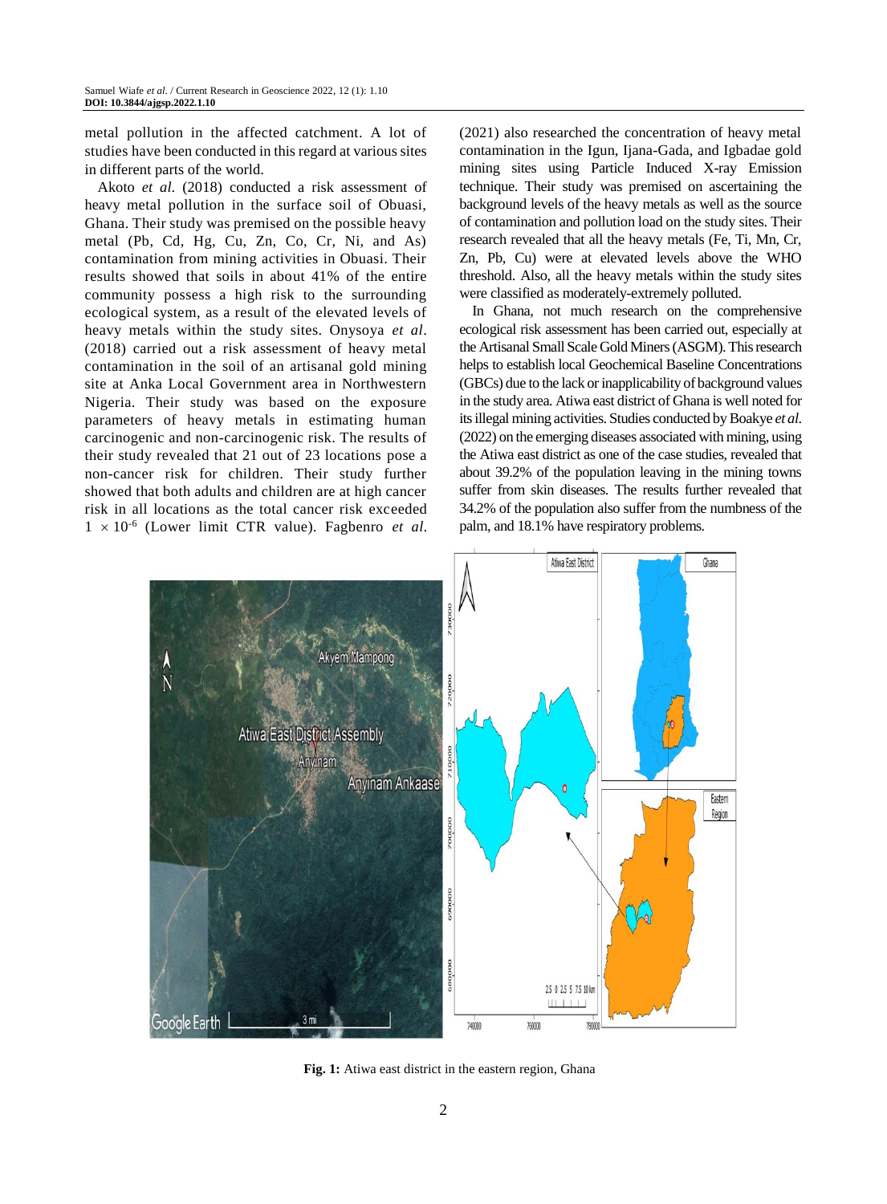metal pollution in the affected catchment. A lot of studies have been conducted in this regard at various sites in different parts of the world.

Akoto *et al.* (2018) conducted a risk assessment of heavy metal pollution in the surface soil of Obuasi, Ghana. Their study was premised on the possible heavy metal (Pb, Cd, Hg, Cu, Zn, Co, Cr, Ni, and As) contamination from mining activities in Obuasi. Their results showed that soils in about 41% of the entire community possess a high risk to the surrounding ecological system, as a result of the elevated levels of heavy metals within the study sites. Onysoya *et al*. (2018) carried out a risk assessment of heavy metal contamination in the soil of an artisanal gold mining site at Anka Local Government area in Northwestern Nigeria. Their study was based on the exposure parameters of heavy metals in estimating human carcinogenic and non-carcinogenic risk. The results of their study revealed that 21 out of 23 locations pose a non-cancer risk for children. Their study further showed that both adults and children are at high cancer risk in all locations as the total cancer risk exceeded $1 \times 10^{-6}$ (Lower limit CTR value). Fagbenro *et al.* (2021) also researched the concentration of heavy metal contamination in the Igun, Ijana-Gada, and Igbadae gold mining sites using Particle Induced X-ray Emission technique. Their study was premised on ascertaining the background levels of the heavy metals as well as the source of contamination and pollution load on the study sites. Their research revealed that all the heavy metals (Fe, Ti, Mn, Cr, Zn, Pb, Cu) were at elevated levels above the WHO threshold. Also, all the heavy metals within the study sites were classified as moderately-extremely polluted.

In Ghana, not much research on the comprehensive ecological risk assessment has been carried out, especially at the Artisanal Small Scale Gold Miners (ASGM). This research helps to establish local Geochemical Baseline Concentrations (GBCs) due to the lack or inapplicability of background values in the study area. Atiwa east district of Ghana is well noted for its illegal mining activities. Studies conducted by Boakye *et al.* (2022) on the emerging diseases associated with mining, using the Atiwa east district as one of the case studies, revealed that about 39.2% of the population leaving in the mining towns suffer from skin diseases. The results further revealed that 34.2% of the population also suffer from the numbness of the palm, and 18.1% have respiratory problems.

**Fig. 1:** Atiwa east district in the eastern region, Ghana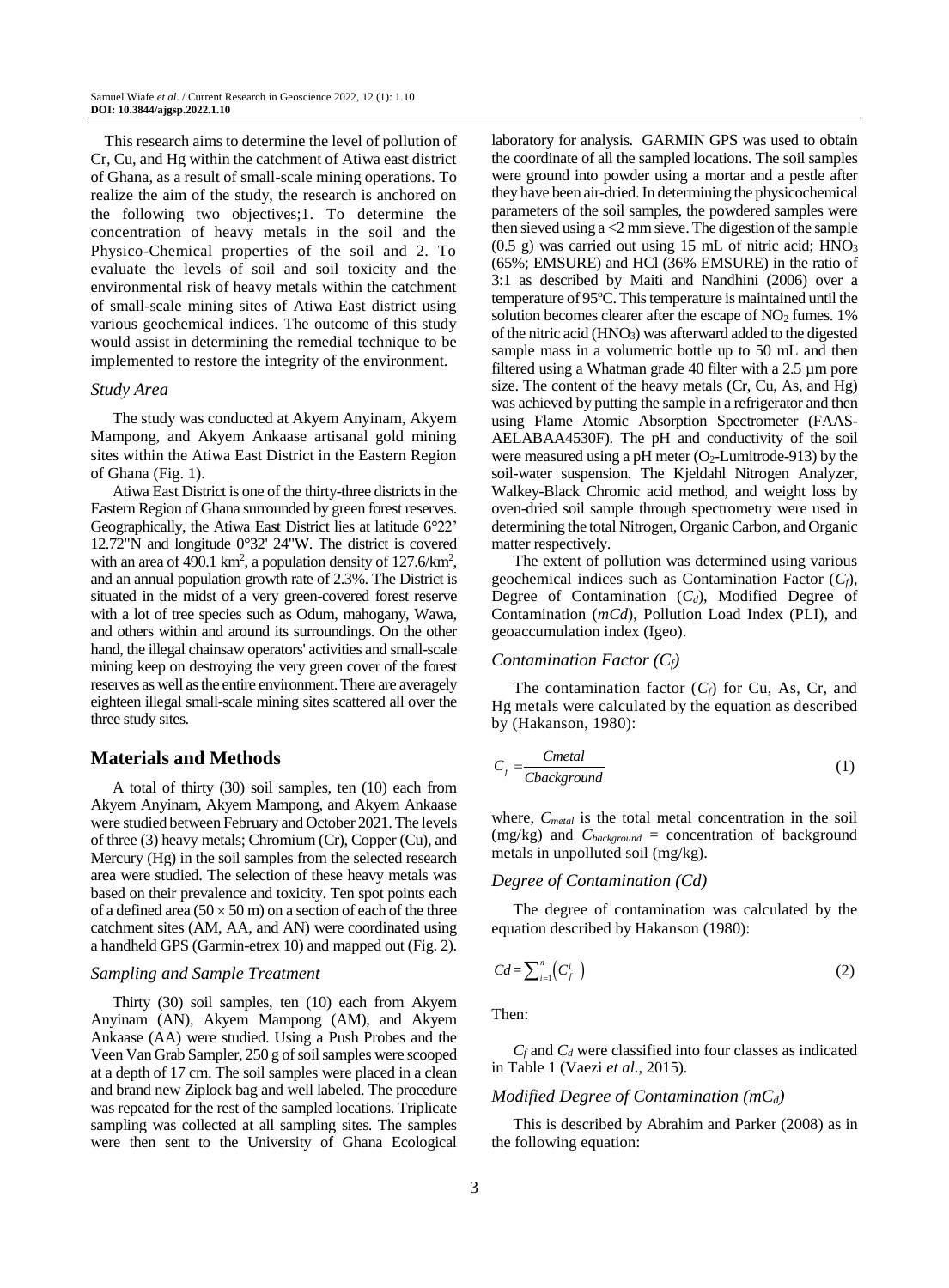This research aims to determine the level of pollution of Cr, Cu, and Hg within the catchment of Atiwa east district of Ghana, as a result of small-scale mining operations. To realize the aim of the study, the research is anchored on the following two objectives;1. To determine the concentration of heavy metals in the soil and the Physico-Chemical properties of the soil and 2. To evaluate the levels of soil and soil toxicity and the environmental risk of heavy metals within the catchment of small-scale mining sites of Atiwa East district using various geochemical indices. The outcome of this study would assist in determining the remedial technique to be implemented to restore the integrity of the environment.

### *Study Area*

The study was conducted at Akyem Anyinam, Akyem Mampong, and Akyem Ankaase artisanal gold mining sites within the Atiwa East District in the Eastern Region of Ghana (Fig. 1).

Atiwa East District is one of the thirty-three districts in the Eastern Region of Ghana surrounded by green forest reserves. Geographically, the Atiwa East District lies at latitude 6°22' 12.72"N and longitude 0°32' 24"W. The district is covered with an area of 490.1 $km^2$, a population density of 127.6/$km^2$, and an annual population growth rate of 2.3%. The District is situated in the midst of a very green-covered forest reserve with a lot of tree species such as Odum, mahogany, Wawa, and others within and around its surroundings. On the other hand, the illegal chainsaw operators' activities and small-scale mining keep on destroying the very green cover of the forest reserves as well as the entire environment. There are averagely eighteen illegal small-scale mining sites scattered all over the three study sites.

## Materials and Methods

A total of thirty (30) soil samples, ten (10) each from Akyem Anyinam, Akyem Mampong, and Akyem Ankaase were studied between February and October 2021. The levels of three (3) heavy metals; Chromium (Cr), Copper (Cu), and Mercury (Hg) in the soil samples from the selected research area were studied. The selection of these heavy metals was based on their prevalence and toxicity. Ten spot points each of a defined area (50 × 50 m) on a section of each of the three catchment sites (AM, AA, and AN) were coordinated using a handheld GPS (Garmin-etrex 10) and mapped out (Fig. 2).

### *Sampling and Sample Treatment*

Thirty (30) soil samples, ten (10) each from Akyem Anyinam (AN), Akyem Mampong (AM), and Akyem Ankaase (AA) were studied. Using a Push Probes and the Veen Van Grab Sampler, 250 g of soil samples were scooped at a depth of 17 cm. The soil samples were placed in a clean and brand new Ziplock bag and well labeled. The procedure was repeated for the rest of the sampled locations. Triplicate sampling was collected at all sampling sites. The samples were then sent to the University of Ghana Ecological laboratory for analysis. GARMIN GPS was used to obtain the coordinate of all the sampled locations. The soil samples were ground into powder using a mortar and a pestle after they have been air-dried. In determining the physicochemical parameters of the soil samples, the powdered samples were then sieved using a <2 mm sieve. The digestion of the sample (0.5 g) was carried out using 15 mL of nitric acid; $HNO_3$ (65%; EMSURE) and HCl (36% EMSURE) in the ratio of 3:1 as described by Maiti and Nandhini (2006) over a temperature of 95ºC. This temperature is maintained until the solution becomes clearer after the escape of $NO_2$ fumes. 1% of the nitric acid ($HNO_3$) was afterward added to the digested sample mass in a volumetric bottle up to 50 mL and then filtered using a Whatman grade 40 filter with a 2.5 µm pore size. The content of the heavy metals (Cr, Cu, As, and Hg) was achieved by putting the sample in a refrigerator and then using Flame Atomic Absorption Spectrometer (FAAS-AELABAA4530F). The pH and conductivity of the soil were measured using a pH meter ($O_2$-Lumitrode-913) by the soil-water suspension. The Kjeldahl Nitrogen Analyzer, Walkey-Black Chromic acid method, and weight loss by oven-dried soil sample through spectrometry were used in determining the total Nitrogen, Organic Carbon, and Organic matter respectively.

The extent of pollution was determined using various geochemical indices such as Contamination Factor ($C_f$), Degree of Contamination ($C_d$), Modified Degree of Contamination (*mCd*), Pollution Load Index (PLI), and geoaccumulation index (Igeo).

### *Contamination Factor ($C_f$)*

The contamination factor ($C_f$) for Cu, As, Cr, and Hg metals were calculated by the equation as described by (Hakanson, 1980):

$$C_f = \frac{Cmetal}{Cbackground} \tag{1}$$

where, $C_{metal}$ is the total metal concentration in the soil (mg/kg) and $C_{background}$ = concentration of background metals in unpolluted soil (mg/kg).

### *Degree of Contamination (Cd)*

The degree of contamination was calculated by the equation described by Hakanson (1980):

$$Cd = \sum_{i=1}^{n}\left(C_f^i\right) \tag{2}$$

Then:

$C_f$ and $C_d$ were classified into four classes as indicated in Table 1 (Vaezi *et al*., 2015).

### *Modified Degree of Contamination ($mC_d$)*

This is described by Abrahim and Parker (2008) as in the following equation: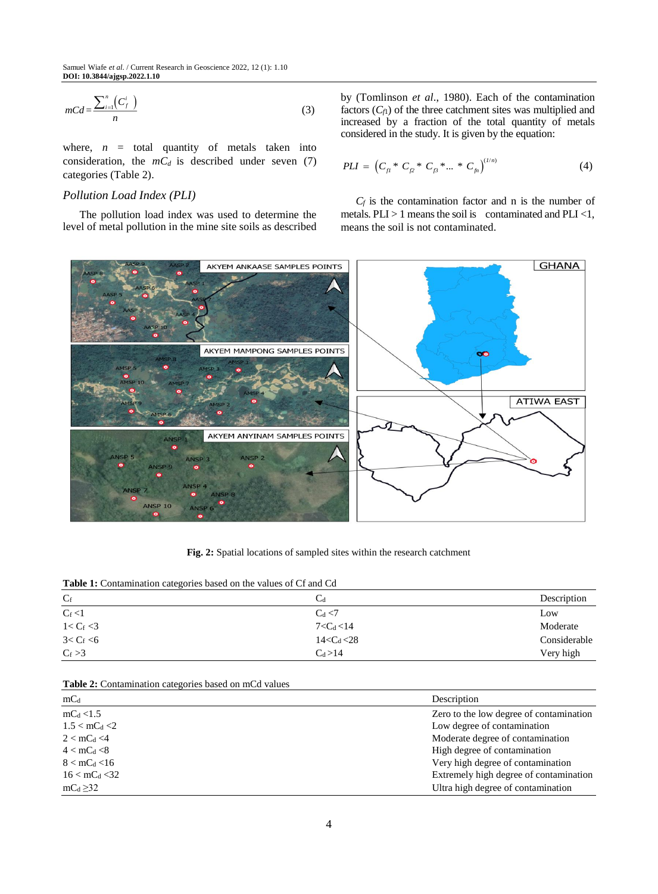$$mCd = \frac{\sum_{i=1}^{n} \left( C_f^i \right)}{n} \tag{3}$$

where, $n$ = total quantity of metals taken into consideration, the $mC_d$ is described under seven (7) categories (Table 2).

### *Pollution Load Index (PLI)*

The pollution load index was used to determine the level of metal pollution in the mine site soils as described by (Tomlinson *et al*., 1980). Each of the contamination factors ($C_{f1}$) of the three catchment sites was multiplied and increased by a fraction of the total quantity of metals considered in the study. It is given by the equation:

$$PLI = \left( C_{f1} * C_{f2} * C_{f3} * ... * C_{fn} \right)^{(1/n)} \tag{4}$$

$C_f$ is the contamination factor and n is the number of metals. PLI > 1 means the soil is contaminated and PLI <1, means the soil is not contaminated.

**Fig. 2:** Spatial locations of sampled sites within the research catchment

**Table 1:** Contamination categories based on the values of Cf and Cd

| $C_f$ | $C_d$ | Description |
|---|---|---|
| $C_f < 1$ | $C_d < 7$ | Low |
| $1 < C_f < 3$ | $7 < C_d < 14$ | Moderate |
| $3 < C_f < 6$ | $14 < C_d < 28$ | Considerable |
| $C_f > 3$ | $C_d > 14$ | Very high |

**Table 2:** Contamination categories based on mCd values

| $mC_d$ | Description |
|---|---|
| $mC_d < 1.5$ | Zero to the low degree of contamination |
| $1.5 < mC_d < 2$ | Low degree of contamination |
| $2 < mC_d < 4$ | Moderate degree of contamination |
| $4 < mC_d < 8$ | High degree of contamination |
| $8 < mC_d < 16$ | Very high degree of contamination |
| $16 < mC_d < 32$ | Extremely high degree of contamination |
| $mC_d \geq 32$ | Ultra high degree of contamination |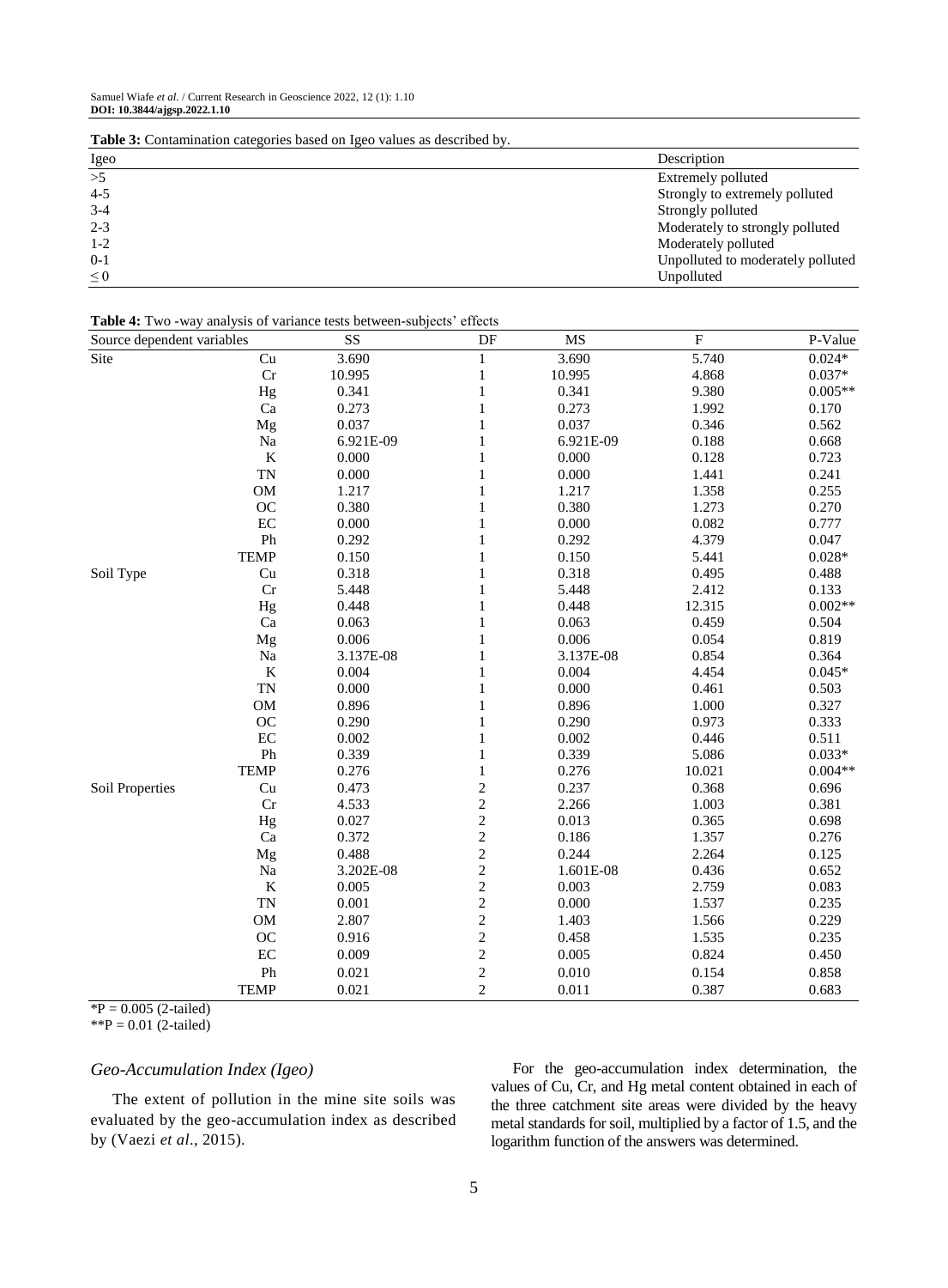**Table 3:** Contamination categories based on Igeo values as described by.

| Igeo | Description |
|---|---|
| >5 | Extremely polluted |
| 4-5 | Strongly to extremely polluted |
| 3-4 | Strongly polluted |
| 2-3 | Moderately to strongly polluted |
| 1-2 | Moderately polluted |
| 0-1 | Unpolluted to moderately polluted |
| ≤ 0 | Unpolluted |

**Table 4:** Two -way analysis of variance tests between-subjects' effects

| Source dependent variables | | SS | DF | MS | F | P-Value |
|---|---|---|---|---|---|---|
| Site | Cu | 3.690 | 1 | 3.690 | 5.740 | 0.024* |
| | Cr | 10.995 | 1 | 10.995 | 4.868 | 0.037* |
| | Hg | 0.341 | 1 | 0.341 | 9.380 | 0.005** |
| | Ca | 0.273 | 1 | 0.273 | 1.992 | 0.170 |
| | Mg | 0.037 | 1 | 0.037 | 0.346 | 0.562 |
| | Na | 6.921E-09 | 1 | 6.921E-09 | 0.188 | 0.668 |
| | K | 0.000 | 1 | 0.000 | 0.128 | 0.723 |
| | TN | 0.000 | 1 | 0.000 | 1.441 | 0.241 |
| | OM | 1.217 | 1 | 1.217 | 1.358 | 0.255 |
| | OC | 0.380 | 1 | 0.380 | 1.273 | 0.270 |
| | EC | 0.000 | 1 | 0.000 | 0.082 | 0.777 |
| | Ph | 0.292 | 1 | 0.292 | 4.379 | 0.047 |
| | TEMP | 0.150 | 1 | 0.150 | 5.441 | 0.028* |
| Soil Type | Cu | 0.318 | 1 | 0.318 | 0.495 | 0.488 |
| | Cr | 5.448 | 1 | 5.448 | 2.412 | 0.133 |
| | Hg | 0.448 | 1 | 0.448 | 12.315 | 0.002** |
| | Ca | 0.063 | 1 | 0.063 | 0.459 | 0.504 |
| | Mg | 0.006 | 1 | 0.006 | 0.054 | 0.819 |
| | Na | 3.137E-08 | 1 | 3.137E-08 | 0.854 | 0.364 |
| | K | 0.004 | 1 | 0.004 | 4.454 | 0.045* |
| | TN | 0.000 | 1 | 0.000 | 0.461 | 0.503 |
| | OM | 0.896 | 1 | 0.896 | 1.000 | 0.327 |
| | OC | 0.290 | 1 | 0.290 | 0.973 | 0.333 |
| | EC | 0.002 | 1 | 0.002 | 0.446 | 0.511 |
| | Ph | 0.339 | 1 | 0.339 | 5.086 | 0.033* |
| | TEMP | 0.276 | 1 | 0.276 | 10.021 | 0.004** |
| Soil Properties | Cu | 0.473 | 2 | 0.237 | 0.368 | 0.696 |
| | Cr | 4.533 | 2 | 2.266 | 1.003 | 0.381 |
| | Hg | 0.027 | 2 | 0.013 | 0.365 | 0.698 |
| | Ca | 0.372 | 2 | 0.186 | 1.357 | 0.276 |
| | Mg | 0.488 | 2 | 0.244 | 2.264 | 0.125 |
| | Na | 3.202E-08 | 2 | 1.601E-08 | 0.436 | 0.652 |
| | K | 0.005 | 2 | 0.003 | 2.759 | 0.083 |
| | TN | 0.001 | 2 | 0.000 | 1.537 | 0.235 |
| | OM | 2.807 | 2 | 1.403 | 1.566 | 0.229 |
| | OC | 0.916 | 2 | 0.458 | 1.535 | 0.235 |
| | EC | 0.009 | 2 | 0.005 | 0.824 | 0.450 |
| | Ph | 0.021 | 2 | 0.010 | 0.154 | 0.858 |
| | TEMP | 0.021 | 2 | 0.011 | 0.387 | 0.683 |

*P = 0.005 (2-tailed)
**P = 0.01 (2-tailed)

### *Geo-Accumulation Index (Igeo)*

The extent of pollution in the mine site soils was evaluated by the geo-accumulation index as described by (Vaezi *et al*., 2015).

For the geo-accumulation index determination, the values of Cu, Cr, and Hg metal content obtained in each of the three catchment site areas were divided by the heavy metal standards for soil, multiplied by a factor of 1.5, and the logarithm function of the answers was determined.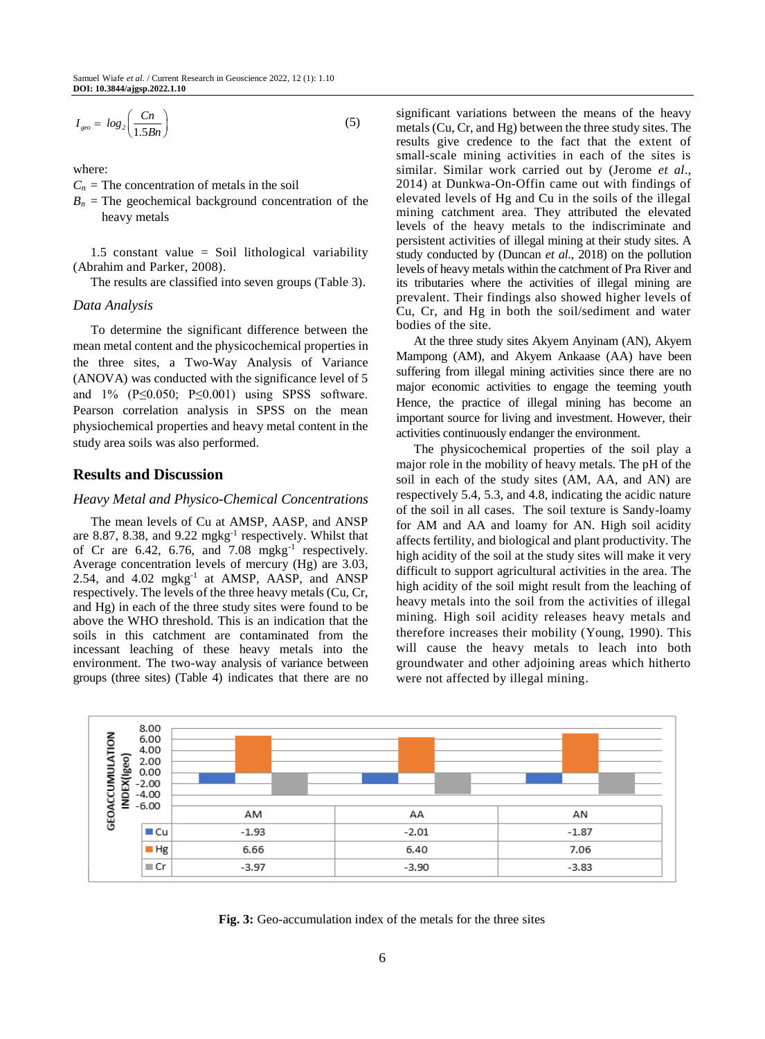$$I_{geo} = log_2\left(\frac{Cn}{1.5Bn}\right) \quad (5)$$

where:

$C_n$ = The concentration of metals in the soil

$B_n$ = The geochemical background concentration of the heavy metals

1.5 constant value = Soil lithological variability (Abrahim and Parker, 2008).

The results are classified into seven groups (Table 3).

### *Data Analysis*

To determine the significant difference between the mean metal content and the physicochemical properties in the three sites, a Two-Way Analysis of Variance (ANOVA) was conducted with the significance level of 5 and 1% ($P \leq 0.050$; $P \leq 0.001$) using SPSS software. Pearson correlation analysis in SPSS on the mean physiochemical properties and heavy metal content in the study area soils was also performed.

## Results and Discussion

### *Heavy Metal and Physico-Chemical Concentrations*

The mean levels of Cu at AMSP, AASP, and ANSP are 8.87, 8.38, and 9.22 $mgkg^{-1}$ respectively. Whilst that of Cr are 6.42, 6.76, and 7.08 $mgkg^{-1}$ respectively. Average concentration levels of mercury (Hg) are 3.03, 2.54, and 4.02 $mgkg^{-1}$ at AMSP, AASP, and ANSP respectively. The levels of the three heavy metals (Cu, Cr, and Hg) in each of the three study sites were found to be above the WHO threshold. This is an indication that the soils in this catchment are contaminated from the incessant leaching of these heavy metals into the environment. The two-way analysis of variance between groups (three sites) (Table 4) indicates that there are no significant variations between the means of the heavy metals (Cu, Cr, and Hg) between the three study sites. The results give credence to the fact that the extent of small-scale mining activities in each of the sites is similar. Similar work carried out by (Jerome *et al*., 2014) at Dunkwa-On-Offin came out with findings of elevated levels of Hg and Cu in the soils of the illegal mining catchment area. They attributed the elevated levels of the heavy metals to the indiscriminate and persistent activities of illegal mining at their study sites. A study conducted by (Duncan *et al*., 2018) on the pollution levels of heavy metals within the catchment of Pra River and its tributaries where the activities of illegal mining are prevalent. Their findings also showed higher levels of Cu, Cr, and Hg in both the soil/sediment and water bodies of the site.

At the three study sites Akyem Anyinam (AN), Akyem Mampong (AM), and Akyem Ankaase (AA) have been suffering from illegal mining activities since there are no major economic activities to engage the teeming youth Hence, the practice of illegal mining has become an important source for living and investment. However, their activities continuously endanger the environment.

The physicochemical properties of the soil play a major role in the mobility of heavy metals. The pH of the soil in each of the study sites (AM, AA, and AN) are respectively 5.4, 5.3, and 4.8, indicating the acidic nature of the soil in all cases. The soil texture is Sandy-loamy for AM and AA and loamy for AN. High soil acidity affects fertility, and biological and plant productivity. The high acidity of the soil at the study sites will make it very difficult to support agricultural activities in the area. The high acidity of the soil might result from the leaching of heavy metals into the soil from the activities of illegal mining. High soil acidity releases heavy metals and therefore increases their mobility (Young, 1990). This will cause the heavy metals to leach into both groundwater and other adjoining areas which hitherto were not affected by illegal mining.

| | AM | AA | AN |
|---|---|---|---|
| Cu | -1.93 | -2.01 | -1.87 |
| Hg | 6.66 | 6.40 | 7.06 |
| Cr | -3.97 | -3.90 | -3.83 |

**Fig. 3:** Geo-accumulation index of the metals for the three sites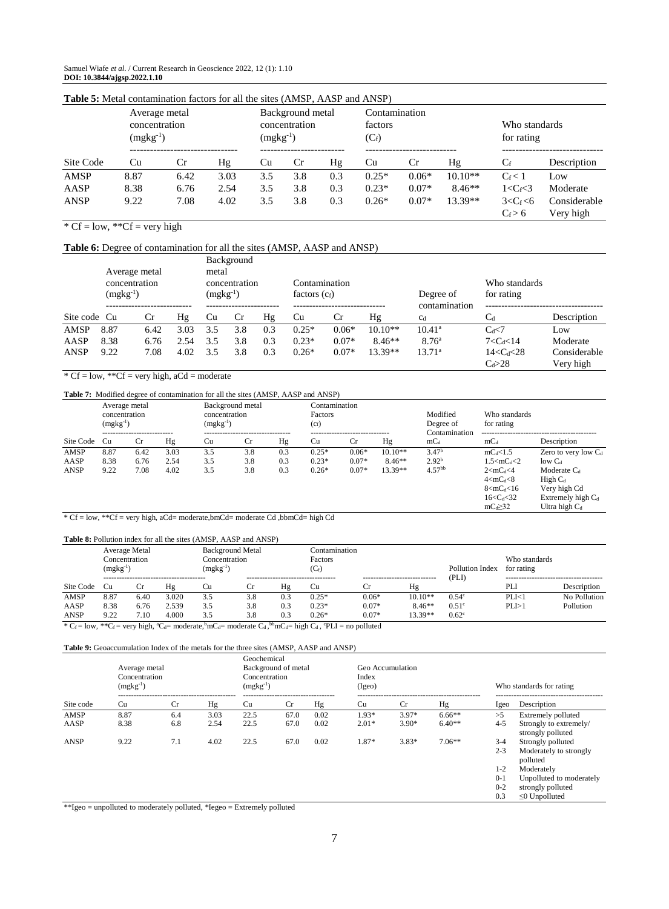**Table 5:** Metal contamination factors for all the sites (AMSP, AASP and ANSP)

| Site Code | Average metal concentration ($mgkg^{-1}$) | | | Background metal concentration ($mgkg^{-1}$) | | | Contamination factors ($C_f$) | | | Who standards for rating | |
|---|---|---|---|---|---|---|---|---|---|---|---|
| | Cu | Cr | Hg | Cu | Cr | Hg | Cu | Cr | Hg | $C_f$ | Description |
| AMSP | 8.87 | 6.42 | 3.03 | 3.5 | 3.8 | 0.3 | 0.25* | 0.06* | 10.10** | $C_f < 1$ | Low |
| AASP | 8.38 | 6.76 | 2.54 | 3.5 | 3.8 | 0.3 | 0.23* | 0.07* | 8.46** | $1<C_f<3$ | Moderate |
| ANSP | 9.22 | 7.08 | 4.02 | 3.5 | 3.8 | 0.3 | 0.26* | 0.07* | 13.39** | $3<C_f<6$ | Considerable |
| | | | | | | | | | | $C_f > 6$ | Very high |

* Cf = low, **Cf = very high

**Table 6:** Degree of contamination for all the sites (AMSP, AASP and ANSP)

| Site code | Average metal concentration ($mgkg^{-1}$) | | | Background metal concentration ($mgkg^{-1}$) | | | Contamination factors ($c_f$) | | | Degree of contamination | Who standards for rating | |
|---|---|---|---|---|---|---|---|---|---|---|---|---|
| | Cu | Cr | Hg | Cu | Cr | Hg | Cu | Cr | Hg | $c_d$ | $C_d$ | Description |
| AMSP | 8.87 | 6.42 | 3.03 | 3.5 | 3.8 | 0.3 | 0.25* | 0.06* | 10.10** | 10.41[a] | $C_d<7$ | Low |
| AASP | 8.38 | 6.76 | 2.54 | 3.5 | 3.8 | 0.3 | 0.23* | 0.07* | 8.46** | 8.76[a] | $7<C_d<14$ | Moderate |
| ANSP | 9.22 | 7.08 | 4.02 | 3.5 | 3.8 | 0.3 | 0.26* | 0.07* | 13.39** | 13.71[a] | $14<C_d<28$ | Considerable |
| | | | | | | | | | | | $C_d>28$ | Very high |

* Cf = low, **Cf = very high, aCd = moderate

**Table 7:** Modified degree of contamination for all the sites (AMSP, AASP and ANSP)

| Site Code | Average metal concentration ($mgkg^{-1}$) | | | Background metal concentration ($mgkg^{-1}$) | | | Contamination Factors ($c_f$) | | | Modified Degree of Contamination | Who standards for rating | |
|---|---|---|---|---|---|---|---|---|---|---|---|---|
| | Cu | Cr | Hg | Cu | Cr | Hg | Cu | Cr | Hg | $mC_d$ | $mC_d$ | Description |
| AMSP | 8.87 | 6.42 | 3.03 | 3.5 | 3.8 | 0.3 | 0.25* | 0.06* | 10.10** | 3.47[b] | $mC_d<1.5$ | Zero to very low $C_d$ |
| AASP | 8.38 | 6.76 | 2.54 | 3.5 | 3.8 | 0.3 | 0.23* | 0.07* | 8.46** | 2.92[b] | $1.5<mC_d<2$ | low $C_d$ |
| ANSP | 9.22 | 7.08 | 4.02 | 3.5 | 3.8 | 0.3 | 0.26* | 0.07* | 13.39** | 4.57[bb] | $2<mC_d<4$ | Moderate $C_d$ |
| | | | | | | | | | | | $4<mC_d<8$ | High $C_d$ |
| | | | | | | | | | | | $8<mC_d<16$ | Very high Cd |
| | | | | | | | | | | | $16<C_d<32$ | Extremely high $C_d$ |
| | | | | | | | | | | | $mC_d \geq 32$ | Ultra high $C_d$ |

* Cf = low, **Cf = very high, aCd= moderate,bmCd= moderate Cd ,bbmCd= high Cd

**Table 8:** Pollution index for all the sites (AMSP, AASP and ANSP)

| Site Code | Average Metal Concentration ($mgkg^{-1}$) | | | Background Metal Concentration ($mgkg^{-1}$) | | | Contamination Factors ($C_f$) | | | Pollution Index (PLI) | Who standards for rating | |
|---|---|---|---|---|---|---|---|---|---|---|---|---|
| | Cu | Cr | Hg | Cu | Cr | Hg | Cu | Cr | Hg | | PLI | Description |
| AMSP | 8.87 | 6.40 | 3.020 | 3.5 | 3.8 | 0.3 | 0.25* | 0.06* | 10.10** | 0.54[c] | PLI<1 | No Pollution |
| AASP | 8.38 | 6.76 | 2.539 | 3.5 | 3.8 | 0.3 | 0.23* | 0.07* | 8.46** | 0.51[c] | PLI>1 | Pollution |
| ANSP | 9.22 | 7.10 | 4.000 | 3.5 | 3.8 | 0.3 | 0.26* | 0.07* | 13.39** | 0.62[c] | | |

* $C_f$ = low, **$C_f$ = very high, [a]$C_d$= moderate,[b]$mC_d$= moderate $C_d$ ,[bb]$mC_d$= high $C_d$ , [c]PLI = no polluted

**Table 9:** Geoaccumulation Index of the metals for the three sites (AMSP, AASP and ANSP)

| Site code | Average metal Concentration ($mgkg^{-1}$) | | | Geochemical Background of metal Concentration ($mgkg^{-1}$) | | | Geo Accumulation Index (Igeo) | | | Who standards for rating | |
|---|---|---|---|---|---|---|---|---|---|---|---|
| | Cu | Cr | Hg | Cu | Cr | Hg | Cu | Cr | Hg | Igeo | Description |
| AMSP | 8.87 | 6.4 | 3.03 | 22.5 | 67.0 | 0.02 | 1.93* | 3.97* | 6.66** | >5 | Extremely polluted |
| AASP | 8.38 | 6.8 | 2.54 | 22.5 | 67.0 | 0.02 | 2.01* | 3.90* | 6.40** | 4-5 | Strongly to extremely/ strongly polluted |
| ANSP | 9.22 | 7.1 | 4.02 | 22.5 | 67.0 | 0.02 | 1.87* | 3.83* | 7.06** | 3-4 | Strongly polluted |
| | | | | | | | | | | 2-3 | Moderately to strongly polluted |
| | | | | | | | | | | 1-2 | Moderately |
| | | | | | | | | | | 0-1 | Unpolluted to moderately |
| | | | | | | | | | | 0-2 | strongly polluted |
| | | | | | | | | | | 0.3 | ≤0 Unpolluted |

**Igeo = unpolluted to moderately polluted, *Iegeo = Extremely polluted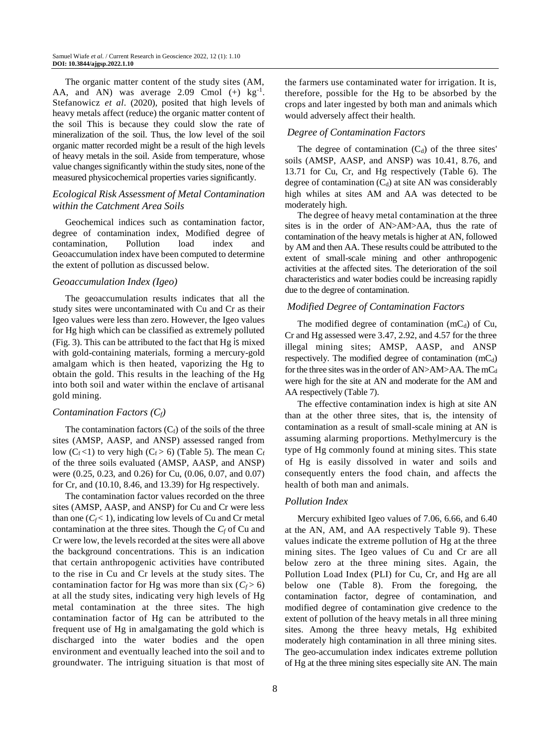The organic matter content of the study sites (AM, AA, and AN) was average 2.09 Cmol (+) $kg^{-1}$. Stefanowicz *et al*. (2020), posited that high levels of heavy metals affect (reduce) the organic matter content of the soil This is because they could slow the rate of mineralization of the soil. Thus, the low level of the soil organic matter recorded might be a result of the high levels of heavy metals in the soil. Aside from temperature, whose value changes significantly within the study sites, none of the measured physicochemical properties varies significantly.

### *Ecological Risk Assessment of Metal Contamination within the Catchment Area Soils*

Geochemical indices such as contamination factor, degree of contamination index, Modified degree of contamination, Pollution load index and Geoaccumulation index have been computed to determine the extent of pollution as discussed below.

### *Geoaccumulation Index (Igeo)*

The geoaccumulation results indicates that all the study sites were uncontaminated with Cu and Cr as their Igeo values were less than zero. However, the Igeo values for Hg high which can be classified as extremely polluted (Fig. 3). This can be attributed to the fact that Hg is mixed with gold-containing materials, forming a mercury-gold amalgam which is then heated, vaporizing the Hg to obtain the gold. This results in the leaching of the Hg into both soil and water within the enclave of artisanal gold mining.

### *Contamination Factors ($C_f$)*

The contamination factors ($C_f$) of the soils of the three sites (AMSP, AASP, and ANSP) assessed ranged from low ($C_f$ <1) to very high ($C_f$ > 6) (Table 5). The mean $C_f$ of the three soils evaluated (AMSP, AASP, and ANSP) were (0.25, 0.23, and 0.26) for Cu, (0.06, 0.07, and 0.07) for Cr, and (10.10, 8.46, and 13.39) for Hg respectively.

The contamination factor values recorded on the three sites (AMSP, AASP, and ANSP) for Cu and Cr were less than one ($C_f$ < 1), indicating low levels of Cu and Cr metal contamination at the three sites. Though the $C_f$ of Cu and Cr were low, the levels recorded at the sites were all above the background concentrations. This is an indication that certain anthropogenic activities have contributed to the rise in Cu and Cr levels at the study sites. The contamination factor for Hg was more than six ($C_f$ > 6) at all the study sites, indicating very high levels of Hg metal contamination at the three sites. The high contamination factor of Hg can be attributed to the frequent use of Hg in amalgamating the gold which is discharged into the water bodies and the open environment and eventually leached into the soil and to groundwater. The intriguing situation is that most of the farmers use contaminated water for irrigation. It is, therefore, possible for the Hg to be absorbed by the crops and later ingested by both man and animals which would adversely affect their health.

### *Degree of Contamination Factors*

The degree of contamination ($C_d$) of the three sites' soils (AMSP, AASP, and ANSP) was 10.41, 8.76, and 13.71 for Cu, Cr, and Hg respectively (Table 6). The degree of contamination ($C_d$) at site AN was considerably high whiles at sites AM and AA was detected to be moderately high.

The degree of heavy metal contamination at the three sites is in the order of AN>AM>AA, thus the rate of contamination of the heavy metals is higher at AN, followed by AM and then AA. These results could be attributed to the extent of small-scale mining and other anthropogenic activities at the affected sites. The deterioration of the soil characteristics and water bodies could be increasing rapidly due to the degree of contamination.

### *Modified Degree of Contamination Factors*

The modified degree of contamination ($mC_d$) of Cu, Cr and Hg assessed were 3.47, 2.92, and 4.57 for the three illegal mining sites; AMSP, AASP, and ANSP respectively. The modified degree of contamination ($mC_d$) for the three sites was in the order of AN>AM>AA. The $mC_d$ were high for the site at AN and moderate for the AM and AA respectively (Table 7).

The effective contamination index is high at site AN than at the other three sites, that is, the intensity of contamination as a result of small-scale mining at AN is assuming alarming proportions. Methylmercury is the type of Hg commonly found at mining sites. This state of Hg is easily dissolved in water and soils and consequently enters the food chain, and affects the health of both man and animals.

### *Pollution Index*

Mercury exhibited Igeo values of 7.06, 6.66, and 6.40 at the AN, AM, and AA respectively Table 9). These values indicate the extreme pollution of Hg at the three mining sites. The Igeo values of Cu and Cr are all below zero at the three mining sites. Again, the Pollution Load Index (PLI) for Cu, Cr, and Hg are all below one (Table 8). From the foregoing, the contamination factor, degree of contamination, and modified degree of contamination give credence to the extent of pollution of the heavy metals in all three mining sites. Among the three heavy metals, Hg exhibited moderately high contamination in all three mining sites. The geo-accumulation index indicates extreme pollution of Hg at the three mining sites especially site AN. The main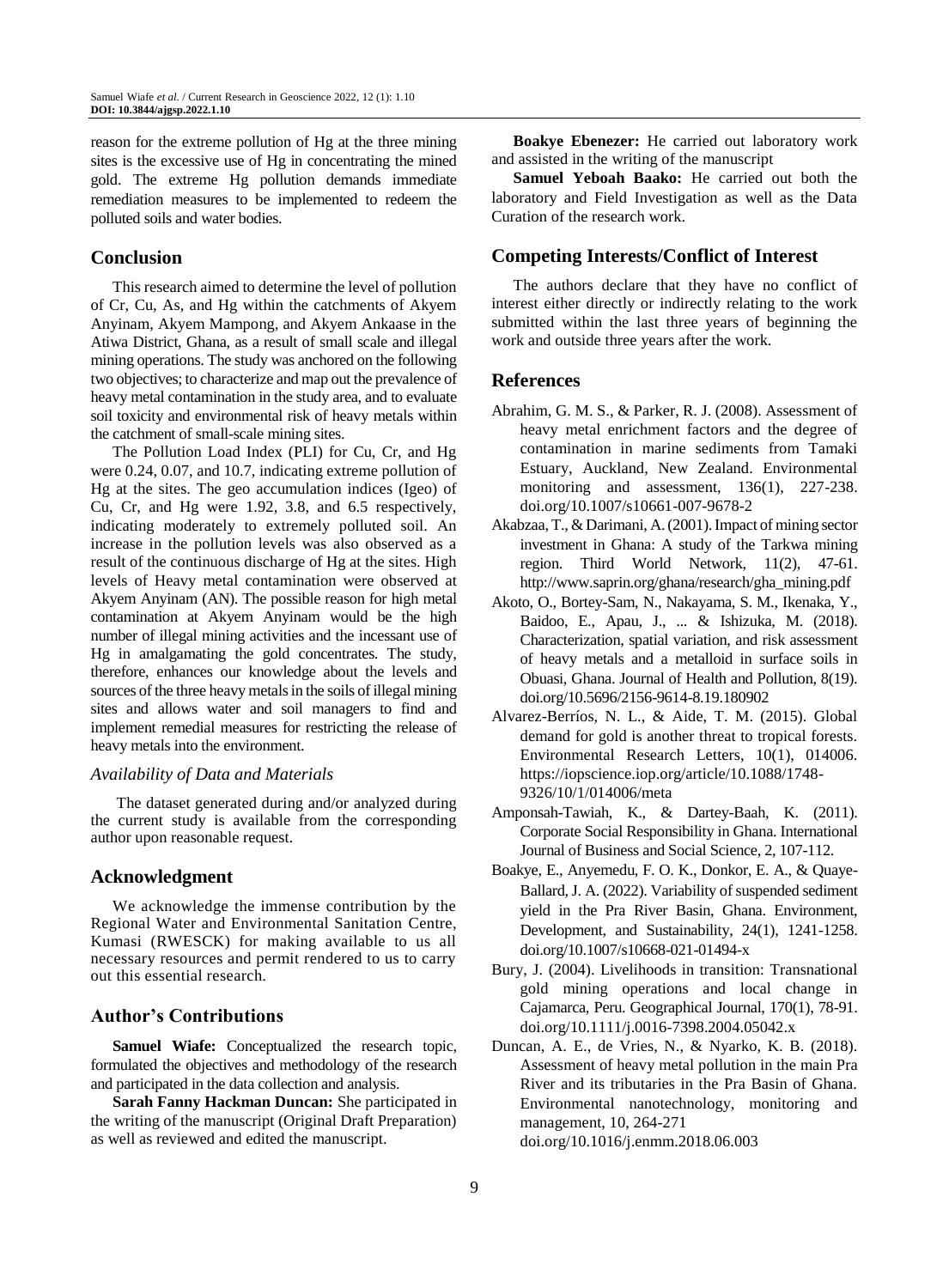reason for the extreme pollution of Hg at the three mining sites is the excessive use of Hg in concentrating the mined gold. The extreme Hg pollution demands immediate remediation measures to be implemented to redeem the polluted soils and water bodies.

## Conclusion

This research aimed to determine the level of pollution of Cr, Cu, As, and Hg within the catchments of Akyem Anyinam, Akyem Mampong, and Akyem Ankaase in the Atiwa District, Ghana, as a result of small scale and illegal mining operations. The study was anchored on the following two objectives; to characterize and map out the prevalence of heavy metal contamination in the study area, and to evaluate soil toxicity and environmental risk of heavy metals within the catchment of small-scale mining sites.

The Pollution Load Index (PLI) for Cu, Cr, and Hg were 0.24, 0.07, and 10.7, indicating extreme pollution of Hg at the sites. The geo accumulation indices (Igeo) of Cu, Cr, and Hg were 1.92, 3.8, and 6.5 respectively, indicating moderately to extremely polluted soil. An increase in the pollution levels was also observed as a result of the continuous discharge of Hg at the sites. High levels of Heavy metal contamination were observed at Akyem Anyinam (AN). The possible reason for high metal contamination at Akyem Anyinam would be the high number of illegal mining activities and the incessant use of Hg in amalgamating the gold concentrates. The study, therefore, enhances our knowledge about the levels and sources of the three heavy metals in the soils of illegal mining sites and allows water and soil managers to find and implement remedial measures for restricting the release of heavy metals into the environment.

### *Availability of Data and Materials*

The dataset generated during and/or analyzed during the current study is available from the corresponding author upon reasonable request.

## Acknowledgment

We acknowledge the immense contribution by the Regional Water and Environmental Sanitation Centre, Kumasi (RWESCK) for making available to us all necessary resources and permit rendered to us to carry out this essential research.

## Author's Contributions

**Samuel Wiafe:** Conceptualized the research topic, formulated the objectives and methodology of the research and participated in the data collection and analysis.

**Sarah Fanny Hackman Duncan:** She participated in the writing of the manuscript (Original Draft Preparation) as well as reviewed and edited the manuscript.

**Boakye Ebenezer:** He carried out laboratory work and assisted in the writing of the manuscript

**Samuel Yeboah Baako:** He carried out both the laboratory and Field Investigation as well as the Data Curation of the research work.

## Competing Interests/Conflict of Interest

The authors declare that they have no conflict of interest either directly or indirectly relating to the work submitted within the last three years of beginning the work and outside three years after the work.

## References

Abrahim, G. M. S., & Parker, R. J. (2008). Assessment of heavy metal enrichment factors and the degree of contamination in marine sediments from Tamaki Estuary, Auckland, New Zealand. Environmental monitoring and assessment, 136(1), 227-238. doi.org/10.1007/s10661-007-9678-2

Akabzaa, T., & Darimani, A. (2001). Impact of mining sector investment in Ghana: A study of the Tarkwa mining region. Third World Network, 11(2), 47-61. http://www.saprin.org/ghana/research/gha_mining.pdf

Akoto, O., Bortey-Sam, N., Nakayama, S. M., Ikenaka, Y., Baidoo, E., Apau, J., ... & Ishizuka, M. (2018). Characterization, spatial variation, and risk assessment of heavy metals and a metalloid in surface soils in Obuasi, Ghana. Journal of Health and Pollution, 8(19). doi.org/10.5696/2156-9614-8.19.180902

Alvarez-Berríos, N. L., & Aide, T. M. (2015). Global demand for gold is another threat to tropical forests. Environmental Research Letters, 10(1), 014006. https://iopscience.iop.org/article/10.1088/1748-9326/10/1/014006/meta

Amponsah-Tawiah, K., & Dartey-Baah, K. (2011). Corporate Social Responsibility in Ghana. International Journal of Business and Social Science, 2, 107-112.

Boakye, E., Anyemedu, F. O. K., Donkor, E. A., & Quaye-Ballard, J. A. (2022). Variability of suspended sediment yield in the Pra River Basin, Ghana. Environment, Development, and Sustainability, 24(1), 1241-1258. doi.org/10.1007/s10668-021-01494-x

Bury, J. (2004). Livelihoods in transition: Transnational gold mining operations and local change in Cajamarca, Peru. Geographical Journal, 170(1), 78-91. doi.org/10.1111/j.0016-7398.2004.05042.x

Duncan, A. E., de Vries, N., & Nyarko, K. B. (2018). Assessment of heavy metal pollution in the main Pra River and its tributaries in the Pra Basin of Ghana. Environmental nanotechnology, monitoring and management, 10, 264-271 doi.org/10.1016/j.enmm.2018.06.003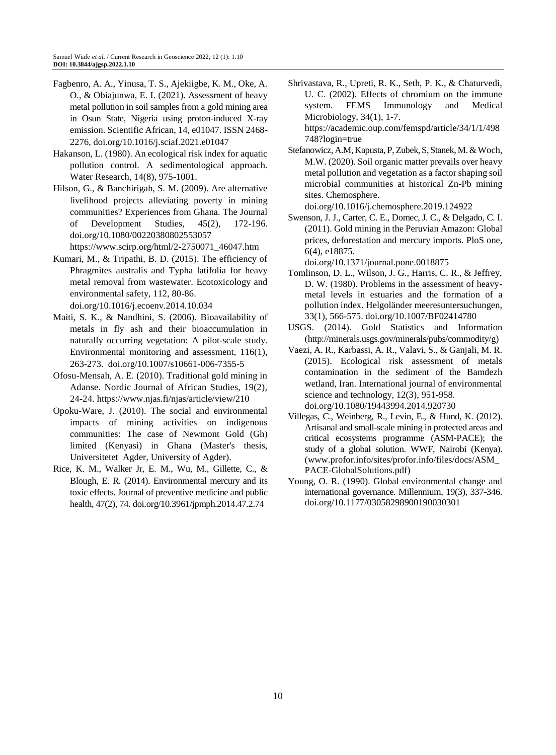Fagbenro, A. A., Yinusa, T. S., Ajekiigbe, K. M., Oke, A. O., & Obiajunwa, E. I. (2021). Assessment of heavy metal pollution in soil samples from a gold mining area in Osun State, Nigeria using proton-induced X-ray emission. Scientific African, 14, e01047. ISSN 2468-2276, doi.org/10.1016/j.sciaf.2021.e01047

Hakanson, L. (1980). An ecological risk index for aquatic pollution control. A sedimentological approach. Water Research, 14(8), 975-1001.

Hilson, G., & Banchirigah, S. M. (2009). Are alternative livelihood projects alleviating poverty in mining communities? Experiences from Ghana. The Journal of Development Studies, 45(2), 172-196. doi.org/10.1080/00220380802553057 https://www.scirp.org/html/2-2750071_46047.htm

Kumari, M., & Tripathi, B. D. (2015). The efficiency of Phragmites australis and Typha latifolia for heavy metal removal from wastewater. Ecotoxicology and environmental safety, 112, 80-86. doi.org/10.1016/j.ecoenv.2014.10.034

Maiti, S. K., & Nandhini, S. (2006). Bioavailability of metals in fly ash and their bioaccumulation in naturally occurring vegetation: A pilot-scale study. Environmental monitoring and assessment, 116(1), 263-273. doi.org/10.1007/s10661-006-7355-5

Ofosu-Mensah, A. E. (2010). Traditional gold mining in Adanse. Nordic Journal of African Studies, 19(2), 24-24. https://www.njas.fi/njas/article/view/210

Opoku-Ware, J. (2010). The social and environmental impacts of mining activities on indigenous communities: The case of Newmont Gold (Gh) limited (Kenyasi) in Ghana (Master's thesis, Universitetet Agder, University of Agder).

Rice, K. M., Walker Jr, E. M., Wu, M., Gillette, C., & Blough, E. R. (2014). Environmental mercury and its toxic effects. Journal of preventive medicine and public health, 47(2), 74. doi.org/10.3961/jpmph.2014.47.2.74

Shrivastava, R., Upreti, R. K., Seth, P. K., & Chaturvedi, U. C. (2002). Effects of chromium on the immune system. FEMS Immunology and Medical Microbiology, 34(1), 1-7. https://academic.oup.com/femspd/article/34/1/1/498748?login=true

Stefanowicz, A.M, Kapusta, P, Zubek, S, Stanek, M. & Woch, M.W. (2020). Soil organic matter prevails over heavy metal pollution and vegetation as a factor shaping soil microbial communities at historical Zn-Pb mining sites. Chemosphere. doi.org/10.1016/j.chemosphere.2019.124922

Swenson, J. J., Carter, C. E., Domec, J. C., & Delgado, C. I. (2011). Gold mining in the Peruvian Amazon: Global prices, deforestation and mercury imports. PloS one, 6(4), e18875. doi.org/10.1371/journal.pone.0018875

Tomlinson, D. L., Wilson, J. G., Harris, C. R., & Jeffrey, D. W. (1980). Problems in the assessment of heavy-metal levels in estuaries and the formation of a pollution index. Helgoländer meeresuntersuchungen, 33(1), 566-575. doi.org/10.1007/BF02414780

USGS. (2014). Gold Statistics and Information (http://minerals.usgs.gov/minerals/pubs/commodity/g)

Vaezi, A. R., Karbassi, A. R., Valavi, S., & Ganjali, M. R. (2015). Ecological risk assessment of metals contamination in the sediment of the Bamdezh wetland, Iran. International journal of environmental science and technology, 12(3), 951-958. doi.org/10.1080/19443994.2014.920730

Villegas, C., Weinberg, R., Levin, E., & Hund, K. (2012). Artisanal and small-scale mining in protected areas and critical ecosystems programme (ASM-PACE); the study of a global solution. WWF, Nairobi (Kenya). (www.profor.info/sites/profor.info/files/docs/ASM_PACE-GlobalSolutions.pdf)

Young, O. R. (1990). Global environmental change and international governance. Millennium, 19(3), 337-346. doi.org/10.1177/03058298900190030301